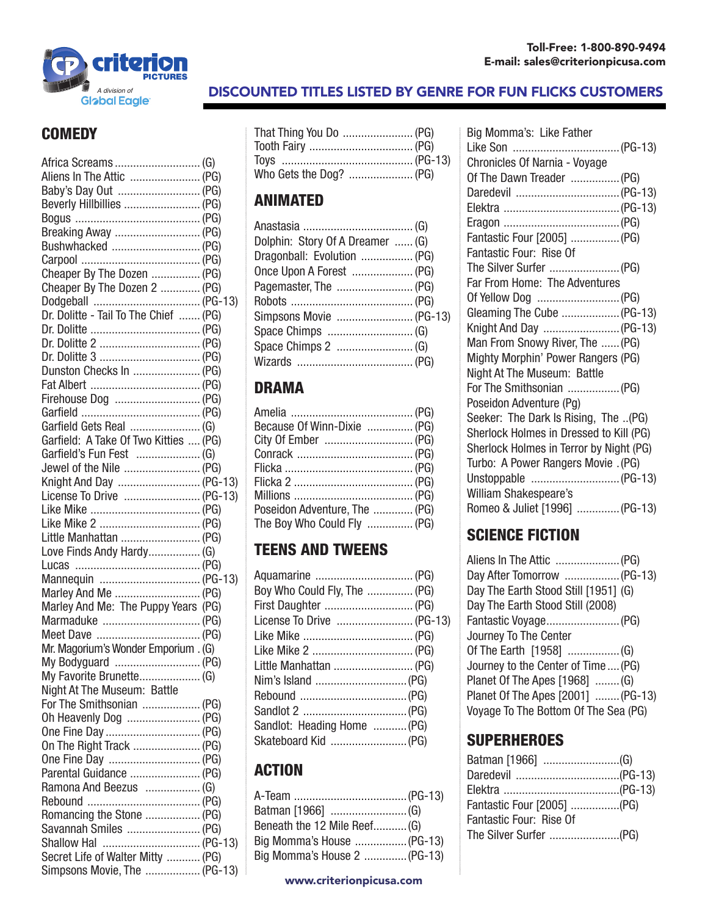Toll-Free: 1-800-890-9494
E-mail: sales@criterionpicusa.com

## DISCOUNTED TITLES LISTED BY GENRE FOR FUN FLICKS CUSTOMERS

## COMEDY

- Africa Screams (G)
- Aliens In The Attic (PG)
- Baby's Day Out (PG)
- Beverly Hillbillies (PG)
- Bogus (PG)
- Breaking Away (PG)
- Bushwhacked (PG)
- Carpool (PG)
- Cheaper By The Dozen (PG)
- Cheaper By The Dozen 2 (PG)
- Dodgeball (PG-13)
- Dr. Dolitte - Tail To The Chief (PG)
- Dr. Dolitte (PG)
- Dr. Dolitte 2 (PG)
- Dr. Dolitte 3 (PG)
- Dunston Checks In (PG)
- Fat Albert (PG)
- Firehouse Dog (PG)
- Garfield (PG)
- Garfield Gets Real (G)
- Garfield: A Take Of Two Kitties (PG)
- Garfield's Fun Fest (G)
- Jewel of the Nile (PG)
- Knight And Day (PG-13)
- License To Drive (PG-13)
- Like Mike (PG)
- Like Mike 2 (PG)
- Little Manhattan (PG)
- Love Finds Andy Hardy (G)
- Lucas (PG)
- Mannequin (PG-13)
- Marley And Me (PG)
- Marley And Me: The Puppy Years (PG)
- Marmaduke (PG)
- Meet Dave (PG)
- Mr. Magorium's Wonder Emporium (G)
- My Bodyguard (PG)
- My Favorite Brunette (G)
- Night At The Museum: Battle For The Smithsonian (PG)
- Oh Heavenly Dog (PG)
- One Fine Day (PG)
- On The Right Track (PG)
- One Fine Day (PG)
- Parental Guidance (PG)
- Ramona And Beezus (G)
- Rebound (PG)
- Romancing the Stone (PG)
- Savannah Smiles (PG)
- Shallow Hal (PG-13)
- Secret Life of Walter Mitty (PG)
- Simpsons Movie, The (PG-13)
- That Thing You Do (PG)
- Tooth Fairy (PG)
- Toys (PG-13)
- Who Gets the Dog? (PG)

## ANIMATED

- Anastasia (G)
- Dolphin: Story Of A Dreamer (G)
- Dragonball: Evolution (PG)
- Once Upon A Forest (PG)
- Pagemaster, The (PG)
- Robots (PG)
- Simpsons Movie (PG-13)
- Space Chimps (G)
- Space Chimps 2 (G)
- Wizards (PG)

## DRAMA

- Amelia (PG)
- Because Of Winn-Dixie (PG)
- City Of Ember (PG)
- Conrack (PG)
- Flicka (PG)
- Flicka 2 (PG)
- Millions (PG)
- Poseidon Adventure, The (PG)
- The Boy Who Could Fly (PG)

## TEENS AND TWEENS

- Aquamarine (PG)
- Boy Who Could Fly, The (PG)
- First Daughter (PG)
- License To Drive (PG-13)
- Like Mike (PG)
- Like Mike 2 (PG)
- Little Manhattan (PG)
- Nim's Island (PG)
- Rebound (PG)
- Sandlot 2 (PG)
- Sandlot: Heading Home (PG)
- Skateboard Kid (PG)

## ACTION

- A-Team (PG-13)
- Batman [1966] (G)
- Beneath the 12 Mile Reef (G)
- Big Momma's House (PG-13)
- Big Momma's House 2 (PG-13)
- Big Momma's: Like Father Like Son (PG-13)
- Chronicles Of Narnia - Voyage Of The Dawn Treader (PG)
- Daredevil (PG-13)
- Elektra (PG-13)
- Eragon (PG)
- Fantastic Four [2005] (PG)
- Fantastic Four: Rise Of The Silver Surfer (PG)
- Far From Home: The Adventures Of Yellow Dog (PG)
- Gleaming The Cube (PG-13)
- Knight And Day (PG-13)
- Man From Snowy River, The (PG)
- Mighty Morphin' Power Rangers (PG)
- Night At The Museum: Battle For The Smithsonian (PG)
- Poseidon Adventure (Pg)
- Seeker: The Dark Is Rising, The (PG)
- Sherlock Holmes in Dressed to Kill (PG)
- Sherlock Holmes in Terror by Night (PG)
- Turbo: A Power Rangers Movie (PG)
- Unstoppable (PG-13)
- William Shakespeare's Romeo & Juliet [1996] (PG-13)

## SCIENCE FICTION

- Aliens In The Attic (PG)
- Day After Tomorrow (PG-13)
- Day The Earth Stood Still [1951] (G)
- Day The Earth Stood Still (2008)
- Fantastic Voyage (PG)
- Journey To The Center Of The Earth [1958] (G)
- Journey to the Center of Time (PG)
- Planet Of The Apes [1968] (G)
- Planet Of The Apes [2001] (PG-13)
- Voyage To The Bottom Of The Sea (PG)

## SUPERHEROES

- Batman [1966] (G)
- Daredevil (PG-13)
- Elektra (PG-13)
- Fantastic Four [2005] (PG)
- Fantastic Four: Rise Of The Silver Surfer (PG)

www.criterionpicusa.com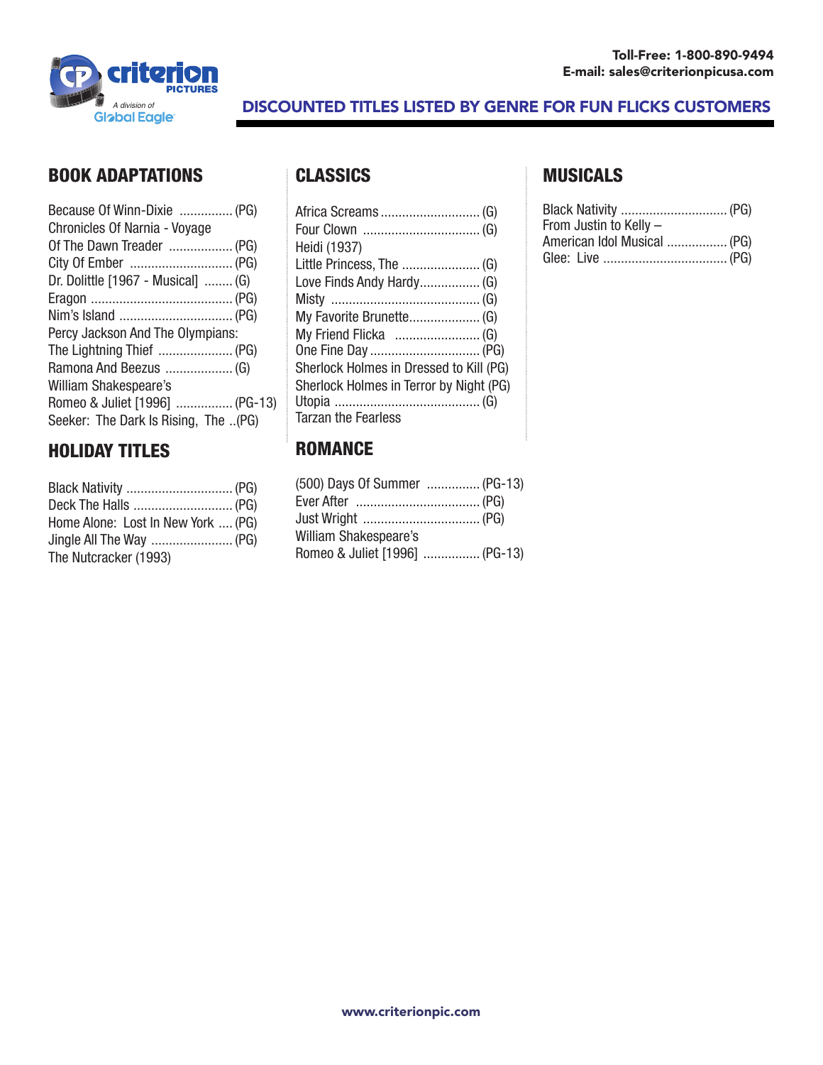Toll-Free: 1-800-890-9494
E-mail: sales@criterionpicusa.com

## DISCOUNTED TITLES LISTED BY GENRE FOR FUN FLICKS CUSTOMERS

### BOOK ADAPTATIONS

Because Of Winn-Dixie ............... (PG)
Chronicles Of Narnia - Voyage
Of The Dawn Treader .................. (PG)
City Of Ember ............................. (PG)
Dr. Dolittle [1967 - Musical] ........ (G)
Eragon ........................................ (PG)
Nim's Island ................................ (PG)
Percy Jackson And The Olympians:
The Lightning Thief ..................... (PG)
Ramona And Beezus ................... (G)
William Shakespeare's
Romeo & Juliet [1996] ................ (PG-13)
Seeker: The Dark Is Rising, The ..(PG)

### HOLIDAY TITLES

Black Nativity .............................. (PG)
Deck The Halls ............................ (PG)
Home Alone: Lost In New York .... (PG)
Jingle All The Way ....................... (PG)
The Nutcracker (1993)

### CLASSICS

Africa Screams ............................ (G)
Four Clown ................................. (G)
Heidi (1937)
Little Princess, The ...................... (G)
Love Finds Andy Hardy................. (G)
Misty .......................................... (G)
My Favorite Brunette.................... (G)
My Friend Flicka ........................ (G)
One Fine Day ............................... (PG)
Sherlock Holmes in Dressed to Kill (PG)
Sherlock Holmes in Terror by Night (PG)
Utopia ......................................... (G)
Tarzan the Fearless

### ROMANCE

(500) Days Of Summer ............... (PG-13)
Ever After ................................... (PG)
Just Wright ................................. (PG)
William Shakespeare's
Romeo & Juliet [1996] ................ (PG-13)

### MUSICALS

Black Nativity .............................. (PG)
From Justin to Kelly –
American Idol Musical ................. (PG)
Glee: Live ................................... (PG)

www.criterionpic.com